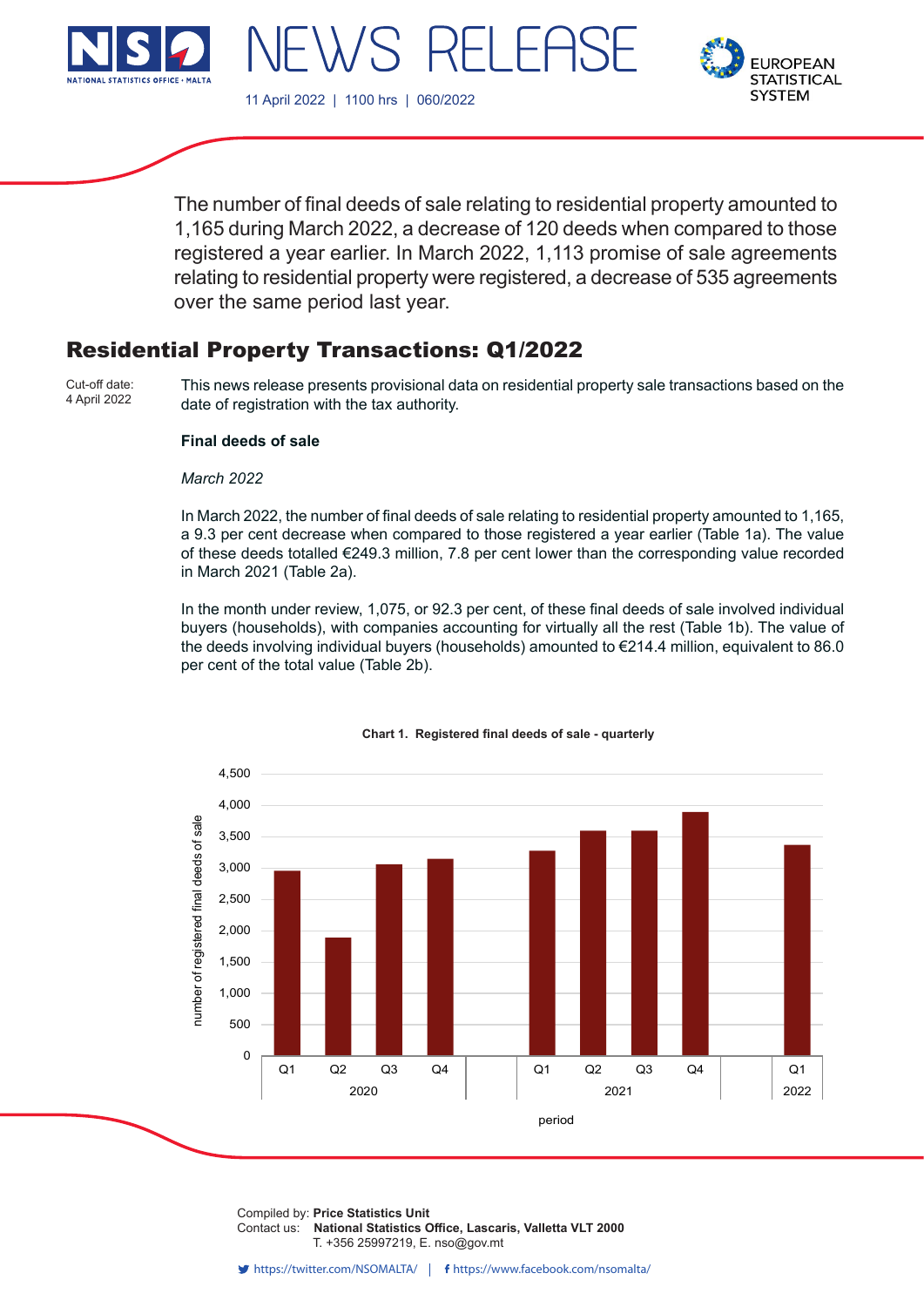NEWS RELEASE

11 April 2022 | 1100 hrs | 060/2022

The number of final deeds of sale relating to residential property amounted to 1,165 during March 2022, a decrease of 120 deeds when compared to those registered a year earlier. In March 2022, 1,113 promise of sale agreements relating to residential property were registered, a decrease of 535 agreements over the same period last year.

# Residential Property Transactions: Q1/2022

Cut-off date:
4 April 2022

This news release presents provisional data on residential property sale transactions based on the date of registration with the tax authority.

**Final deeds of sale**

*March 2022*

In March 2022, the number of final deeds of sale relating to residential property amounted to 1,165, a 9.3 per cent decrease when compared to those registered a year earlier (Table 1a). The value of these deeds totalled €249.3 million, 7.8 per cent lower than the corresponding value recorded in March 2021 (Table 2a).

In the month under review, 1,075, or 92.3 per cent, of these final deeds of sale involved individual buyers (households), with companies accounting for virtually all the rest (Table 1b). The value of the deeds involving individual buyers (households) amounted to €214.4 million, equivalent to 86.0 per cent of the total value (Table 2b).

**Chart 1. Registered final deeds of sale - quarterly**

Compiled by: **Price Statistics Unit**
Contact us: **National Statistics Office, Lascaris, Valletta VLT 2000**
T. +356 25997219, E. nso@gov.mt

https://twitter.com/NSOMALTA/ | https://www.facebook.com/nsomalta/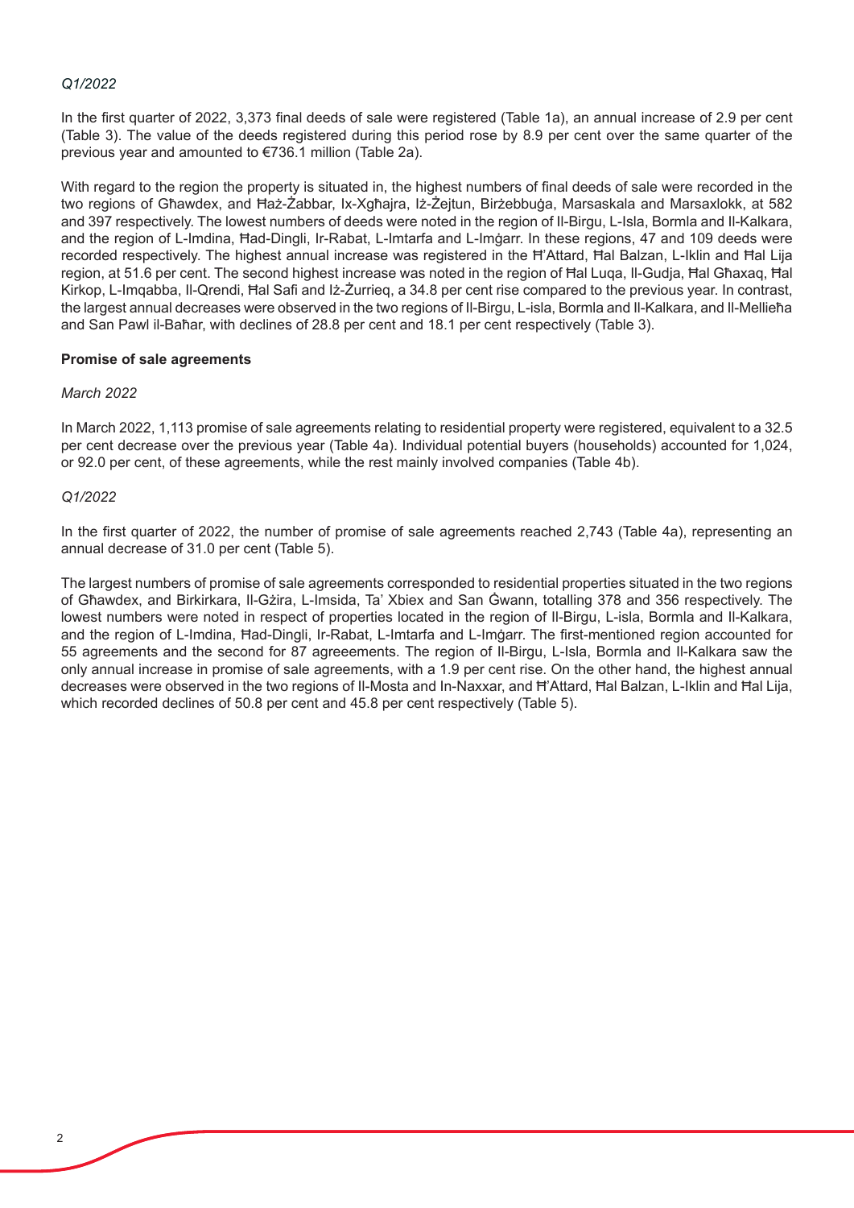*Q1/2022*

In the first quarter of 2022, 3,373 final deeds of sale were registered (Table 1a), an annual increase of 2.9 per cent (Table 3). The value of the deeds registered during this period rose by 8.9 per cent over the same quarter of the previous year and amounted to €736.1 million (Table 2a).

With regard to the region the property is situated in, the highest numbers of final deeds of sale were recorded in the two regions of Għawdex, and Ħaż-Żabbar, Ix-Xgħajra, Iż-Żejtun, Birżebbuġa, Marsaskala and Marsaxlokk, at 582 and 397 respectively. The lowest numbers of deeds were noted in the region of Il-Birgu, L-Isla, Bormla and Il-Kalkara, and the region of L-Imdina, Ħad-Dingli, Ir-Rabat, L-Imtarfa and L-Imġarr. In these regions, 47 and 109 deeds were recorded respectively. The highest annual increase was registered in the Ħ'Attard, Ħal Balzan, L-Iklin and Ħal Lija region, at 51.6 per cent. The second highest increase was noted in the region of Ħal Luqa, Il-Gudja, Ħal Għaxaq, Ħal Kirkop, L-Imqabba, Il-Qrendi, Ħal Safi and Iż-Żurrieq, a 34.8 per cent rise compared to the previous year. In contrast, the largest annual decreases were observed in the two regions of Il-Birgu, L-isla, Bormla and Il-Kalkara, and Il-Mellieħa and San Pawl il-Baħar, with declines of 28.8 per cent and 18.1 per cent respectively (Table 3).

**Promise of sale agreements**

*March 2022*

In March 2022, 1,113 promise of sale agreements relating to residential property were registered, equivalent to a 32.5 per cent decrease over the previous year (Table 4a). Individual potential buyers (households) accounted for 1,024, or 92.0 per cent, of these agreements, while the rest mainly involved companies (Table 4b).

*Q1/2022*

In the first quarter of 2022, the number of promise of sale agreements reached 2,743 (Table 4a), representing an annual decrease of 31.0 per cent (Table 5).

The largest numbers of promise of sale agreements corresponded to residential properties situated in the two regions of Għawdex, and Birkirkara, Il-Gżira, L-Imsida, Ta' Xbiex and San Ġwann, totalling 378 and 356 respectively. The lowest numbers were noted in respect of properties located in the region of Il-Birgu, L-isla, Bormla and Il-Kalkara, and the region of L-Imdina, Ħad-Dingli, Ir-Rabat, L-Imtarfa and L-Imġarr. The first-mentioned region accounted for 55 agreements and the second for 87 agreeements. The region of Il-Birgu, L-Isla, Bormla and Il-Kalkara saw the only annual increase in promise of sale agreements, with a 1.9 per cent rise. On the other hand, the highest annual decreases were observed in the two regions of Il-Mosta and In-Naxxar, and Ħ'Attard, Ħal Balzan, L-Iklin and Ħal Lija, which recorded declines of 50.8 per cent and 45.8 per cent respectively (Table 5).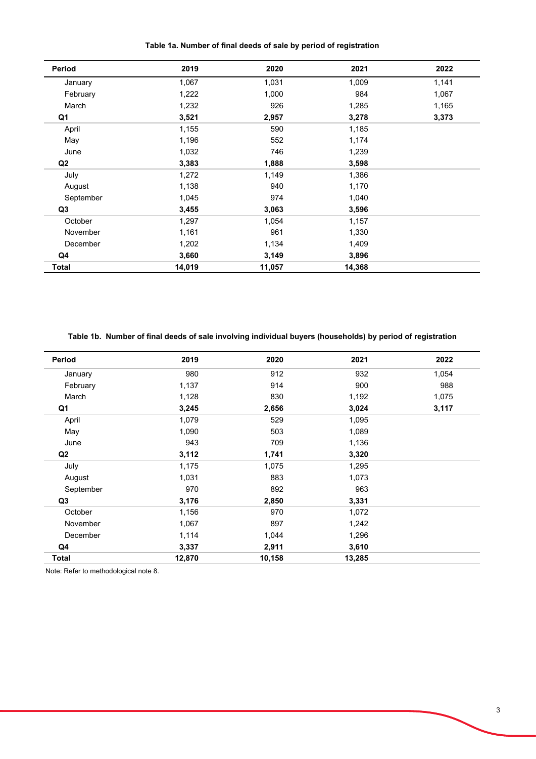**Table 1a. Number of final deeds of sale by period of registration**

| Period | 2019 | 2020 | 2021 | 2022 |
|---|---|---|---|---|
| January | 1,067 | 1,031 | 1,009 | 1,141 |
| February | 1,222 | 1,000 | 984 | 1,067 |
| March | 1,232 | 926 | 1,285 | 1,165 |
| **Q1** | **3,521** | **2,957** | **3,278** | **3,373** |
| April | 1,155 | 590 | 1,185 | |
| May | 1,196 | 552 | 1,174 | |
| June | 1,032 | 746 | 1,239 | |
| **Q2** | **3,383** | **1,888** | **3,598** | |
| July | 1,272 | 1,149 | 1,386 | |
| August | 1,138 | 940 | 1,170 | |
| September | 1,045 | 974 | 1,040 | |
| **Q3** | **3,455** | **3,063** | **3,596** | |
| October | 1,297 | 1,054 | 1,157 | |
| November | 1,161 | 961 | 1,330 | |
| December | 1,202 | 1,134 | 1,409 | |
| **Q4** | **3,660** | **3,149** | **3,896** | |
| **Total** | **14,019** | **11,057** | **14,368** | |

**Table 1b. Number of final deeds of sale involving individual buyers (households) by period of registration**

| Period | 2019 | 2020 | 2021 | 2022 |
|---|---|---|---|---|
| January | 980 | 912 | 932 | 1,054 |
| February | 1,137 | 914 | 900 | 988 |
| March | 1,128 | 830 | 1,192 | 1,075 |
| **Q1** | **3,245** | **2,656** | **3,024** | **3,117** |
| April | 1,079 | 529 | 1,095 | |
| May | 1,090 | 503 | 1,089 | |
| June | 943 | 709 | 1,136 | |
| **Q2** | **3,112** | **1,741** | **3,320** | |
| July | 1,175 | 1,075 | 1,295 | |
| August | 1,031 | 883 | 1,073 | |
| September | 970 | 892 | 963 | |
| **Q3** | **3,176** | **2,850** | **3,331** | |
| October | 1,156 | 970 | 1,072 | |
| November | 1,067 | 897 | 1,242 | |
| December | 1,114 | 1,044 | 1,296 | |
| **Q4** | **3,337** | **2,911** | **3,610** | |
| **Total** | **12,870** | **10,158** | **13,285** | |

Note: Refer to methodological note 8.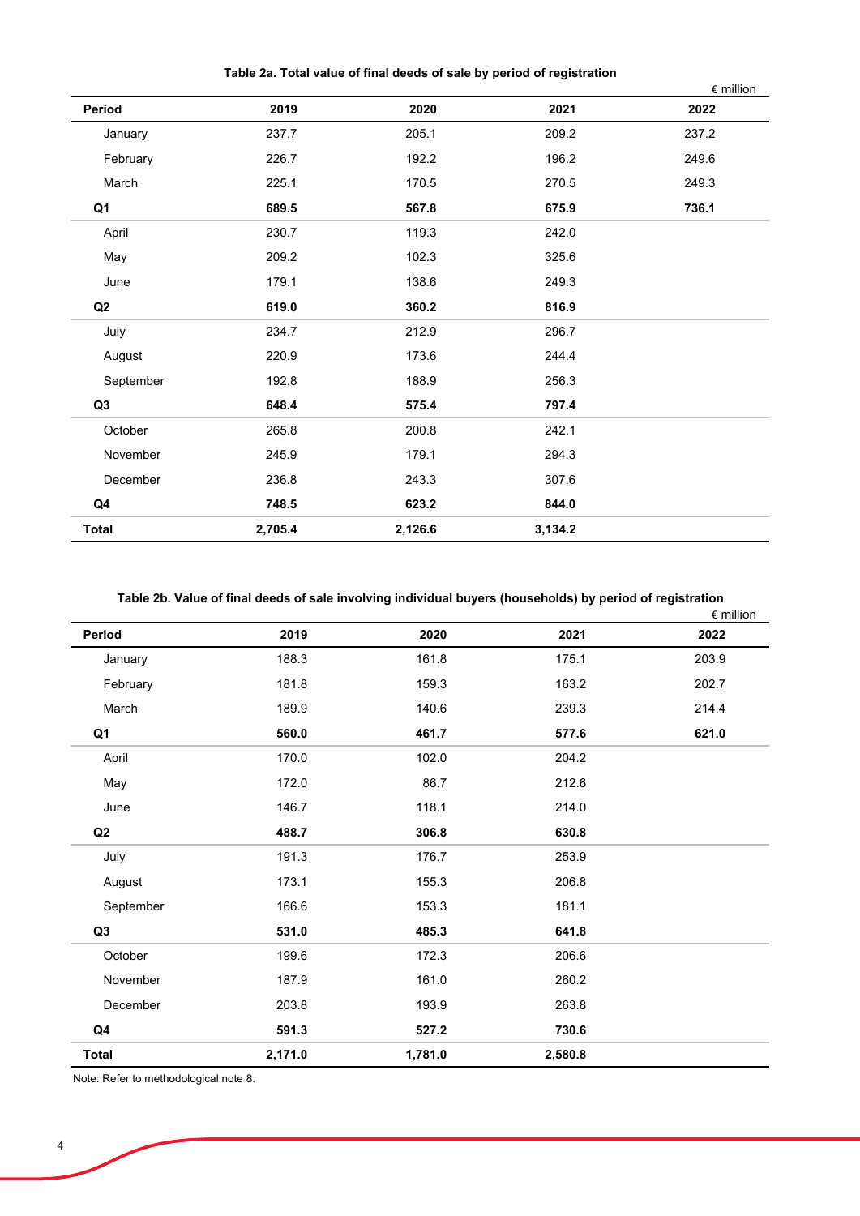**Table 2a. Total value of final deeds of sale by period of registration**

€ million

| Period | 2019 | 2020 | 2021 | 2022 |
|---|---|---|---|---|
| January | 237.7 | 205.1 | 209.2 | 237.2 |
| February | 226.7 | 192.2 | 196.2 | 249.6 |
| March | 225.1 | 170.5 | 270.5 | 249.3 |
| **Q1** | **689.5** | **567.8** | **675.9** | **736.1** |
| April | 230.7 | 119.3 | 242.0 | |
| May | 209.2 | 102.3 | 325.6 | |
| June | 179.1 | 138.6 | 249.3 | |
| **Q2** | **619.0** | **360.2** | **816.9** | |
| July | 234.7 | 212.9 | 296.7 | |
| August | 220.9 | 173.6 | 244.4 | |
| September | 192.8 | 188.9 | 256.3 | |
| **Q3** | **648.4** | **575.4** | **797.4** | |
| October | 265.8 | 200.8 | 242.1 | |
| November | 245.9 | 179.1 | 294.3 | |
| December | 236.8 | 243.3 | 307.6 | |
| **Q4** | **748.5** | **623.2** | **844.0** | |
| **Total** | **2,705.4** | **2,126.6** | **3,134.2** | |

**Table 2b. Value of final deeds of sale involving individual buyers (households) by period of registration**

€ million

| Period | 2019 | 2020 | 2021 | 2022 |
|---|---|---|---|---|
| January | 188.3 | 161.8 | 175.1 | 203.9 |
| February | 181.8 | 159.3 | 163.2 | 202.7 |
| March | 189.9 | 140.6 | 239.3 | 214.4 |
| **Q1** | **560.0** | **461.7** | **577.6** | **621.0** |
| April | 170.0 | 102.0 | 204.2 | |
| May | 172.0 | 86.7 | 212.6 | |
| June | 146.7 | 118.1 | 214.0 | |
| **Q2** | **488.7** | **306.8** | **630.8** | |
| July | 191.3 | 176.7 | 253.9 | |
| August | 173.1 | 155.3 | 206.8 | |
| September | 166.6 | 153.3 | 181.1 | |
| **Q3** | **531.0** | **485.3** | **641.8** | |
| October | 199.6 | 172.3 | 206.6 | |
| November | 187.9 | 161.0 | 260.2 | |
| December | 203.8 | 193.9 | 263.8 | |
| **Q4** | **591.3** | **527.2** | **730.6** | |
| **Total** | **2,171.0** | **1,781.0** | **2,580.8** | |

Note: Refer to methodological note 8.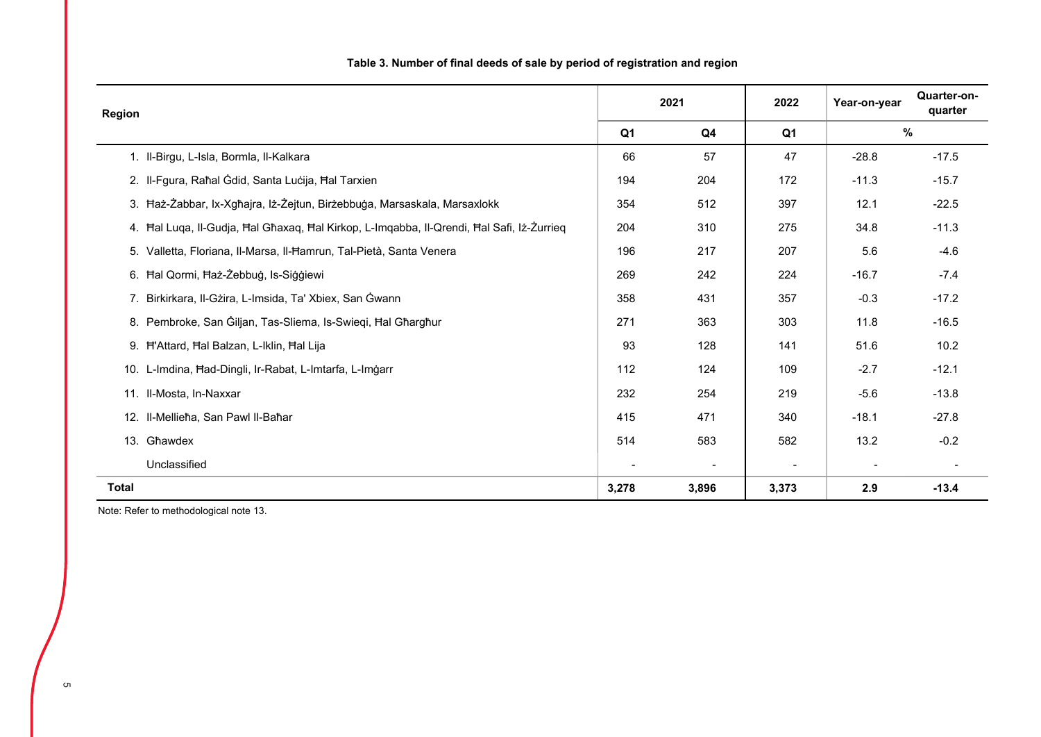**Table 3. Number of final deeds of sale by period of registration and region**

| Region | 2021 | | 2022 | Year-on-year | Quarter-on-quarter |
|---|---|---|---|---|---|
| | Q1 | Q4 | Q1 | % | |
| 1. Il-Birgu, L-Isla, Bormla, Il-Kalkara | 66 | 57 | 47 | -28.8 | -17.5 |
| 2. Il-Fgura, Raħal Ġdid, Santa Luċija, Ħal Tarxien | 194 | 204 | 172 | -11.3 | -15.7 |
| 3. Ħaż-Żabbar, Ix-Xgħajra, Iż-Żejtun, Birżebbuġa, Marsaskala, Marsaxlokk | 354 | 512 | 397 | 12.1 | -22.5 |
| 4. Ħal Luqa, Il-Gudja, Ħal Għaxaq, Ħal Kirkop, L-Imqabba, Il-Qrendi, Ħal Safi, Iż-Żurrieq | 204 | 310 | 275 | 34.8 | -11.3 |
| 5. Valletta, Floriana, Il-Marsa, Il-Ħamrun, Tal-Pietà, Santa Venera | 196 | 217 | 207 | 5.6 | -4.6 |
| 6. Ħal Qormi, Ħaż-Żebbuġ, Is-Siġġiewi | 269 | 242 | 224 | -16.7 | -7.4 |
| 7. Birkirkara, Il-Gżira, L-Imsida, Ta' Xbiex, San Ġwann | 358 | 431 | 357 | -0.3 | -17.2 |
| 8. Pembroke, San Ġiljan, Tas-Sliema, Is-Swieqi, Ħal Għargħur | 271 | 363 | 303 | 11.8 | -16.5 |
| 9. Ħ'Attard, Ħal Balzan, L-Iklin, Ħal Lija | 93 | 128 | 141 | 51.6 | 10.2 |
| 10. L-Imdina, Ħad-Dingli, Ir-Rabat, L-Imtarfa, L-Imġarr | 112 | 124 | 109 | -2.7 | -12.1 |
| 11. Il-Mosta, In-Naxxar | 232 | 254 | 219 | -5.6 | -13.8 |
| 12. Il-Mellieħa, San Pawl Il-Baħar | 415 | 471 | 340 | -18.1 | -27.8 |
| 13. Għawdex | 514 | 583 | 582 | 13.2 | -0.2 |
| Unclassified | - | - | - | - | - |
| **Total** | **3,278** | **3,896** | **3,373** | **2.9** | **-13.4** |

Note: Refer to methodological note 13.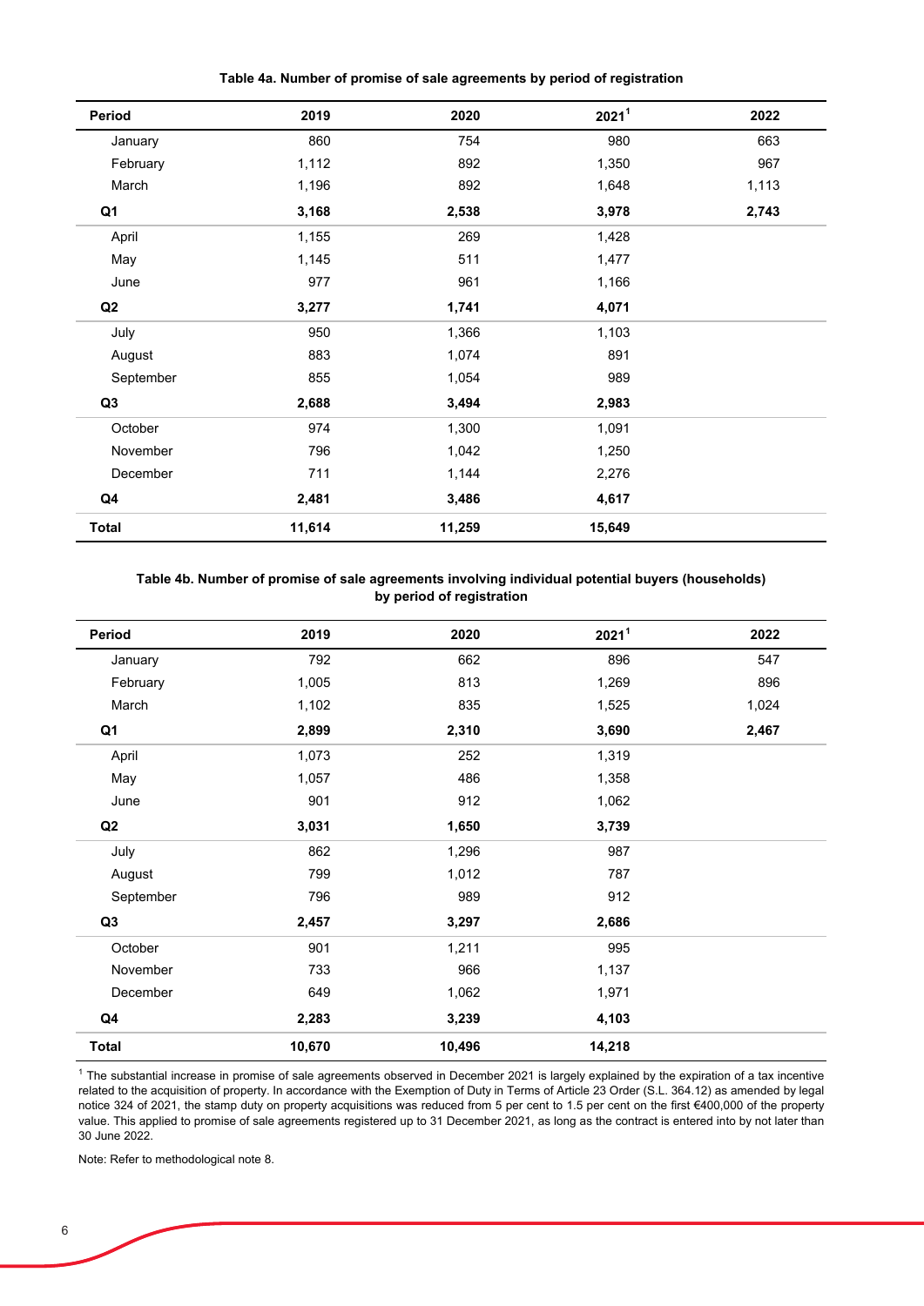**Table 4a. Number of promise of sale agreements by period of registration**

| Period | 2019 | 2020 | 2021[1] | 2022 |
|---|---|---|---|---|
| January | 860 | 754 | 980 | 663 |
| February | 1,112 | 892 | 1,350 | 967 |
| March | 1,196 | 892 | 1,648 | 1,113 |
| **Q1** | **3,168** | **2,538** | **3,978** | **2,743** |
| April | 1,155 | 269 | 1,428 | |
| May | 1,145 | 511 | 1,477 | |
| June | 977 | 961 | 1,166 | |
| **Q2** | **3,277** | **1,741** | **4,071** | |
| July | 950 | 1,366 | 1,103 | |
| August | 883 | 1,074 | 891 | |
| September | 855 | 1,054 | 989 | |
| **Q3** | **2,688** | **3,494** | **2,983** | |
| October | 974 | 1,300 | 1,091 | |
| November | 796 | 1,042 | 1,250 | |
| December | 711 | 1,144 | 2,276 | |
| **Q4** | **2,481** | **3,486** | **4,617** | |
| **Total** | **11,614** | **11,259** | **15,649** | |

**Table 4b. Number of promise of sale agreements involving individual potential buyers (households) by period of registration**

| Period | 2019 | 2020 | 2021[1] | 2022 |
|---|---|---|---|---|
| January | 792 | 662 | 896 | 547 |
| February | 1,005 | 813 | 1,269 | 896 |
| March | 1,102 | 835 | 1,525 | 1,024 |
| **Q1** | **2,899** | **2,310** | **3,690** | **2,467** |
| April | 1,073 | 252 | 1,319 | |
| May | 1,057 | 486 | 1,358 | |
| June | 901 | 912 | 1,062 | |
| **Q2** | **3,031** | **1,650** | **3,739** | |
| July | 862 | 1,296 | 987 | |
| August | 799 | 1,012 | 787 | |
| September | 796 | 989 | 912 | |
| **Q3** | **2,457** | **3,297** | **2,686** | |
| October | 901 | 1,211 | 995 | |
| November | 733 | 966 | 1,137 | |
| December | 649 | 1,062 | 1,971 | |
| **Q4** | **2,283** | **3,239** | **4,103** | |
| **Total** | **10,670** | **10,496** | **14,218** | |

[1] The substantial increase in promise of sale agreements observed in December 2021 is largely explained by the expiration of a tax incentive related to the acquisition of property. In accordance with the Exemption of Duty in Terms of Article 23 Order (S.L. 364.12) as amended by legal notice 324 of 2021, the stamp duty on property acquisitions was reduced from 5 per cent to 1.5 per cent on the first €400,000 of the property value. This applied to promise of sale agreements registered up to 31 December 2021, as long as the contract is entered into by not later than 30 June 2022.

Note: Refer to methodological note 8.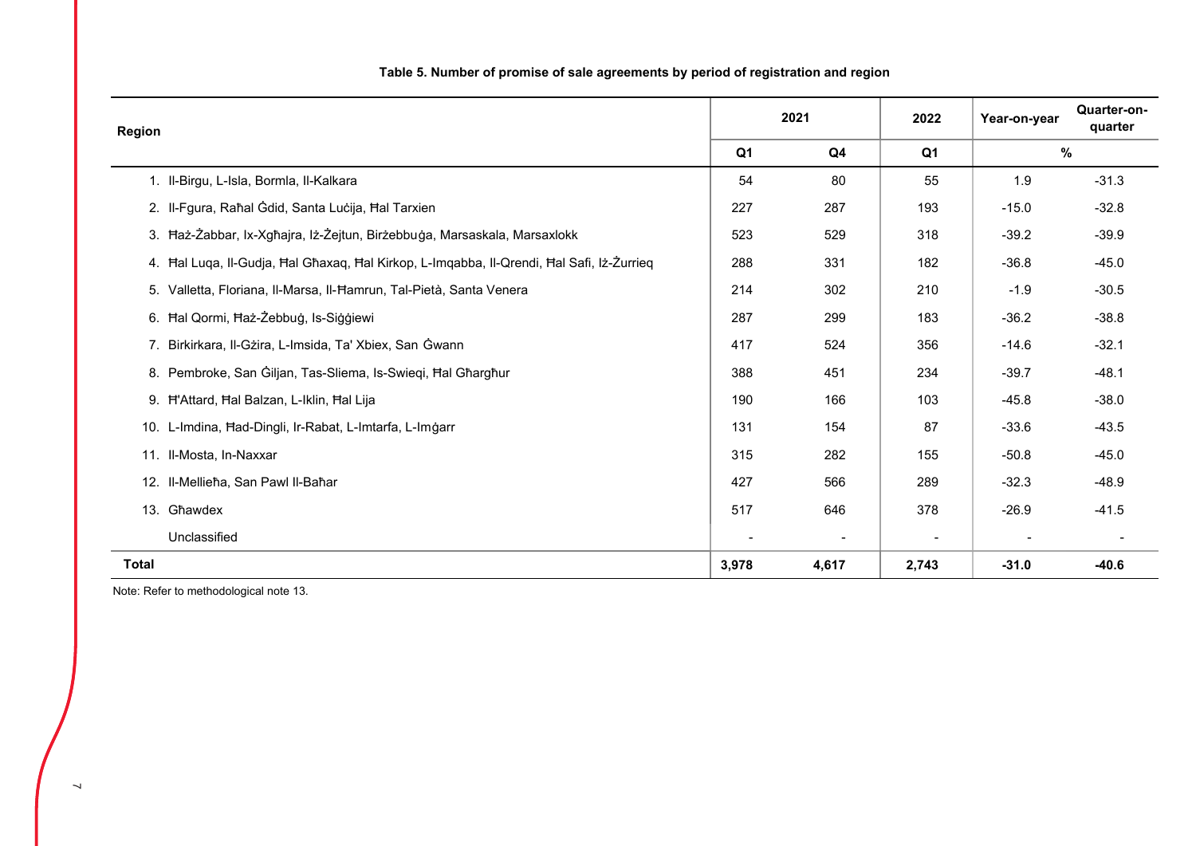**Table 5. Number of promise of sale agreements by period of registration and region**

| Region | 2021 | | 2022 | Year-on-year | Quarter-on-quarter |
|---|---|---|---|---|---|
| | Q1 | Q4 | Q1 | % | |
| 1. Il-Birgu, L-Isla, Bormla, Il-Kalkara | 54 | 80 | 55 | 1.9 | -31.3 |
| 2. Il-Fgura, Raħal Ġdid, Santa Luċija, Ħal Tarxien | 227 | 287 | 193 | -15.0 | -32.8 |
| 3. Ħaż-Żabbar, Ix-Xgħajra, Iż-Żejtun, Birżebbuġa, Marsaskala, Marsaxlokk | 523 | 529 | 318 | -39.2 | -39.9 |
| 4. Ħal Luqa, Il-Gudja, Ħal Għaxaq, Ħal Kirkop, L-Imqabba, Il-Qrendi, Ħal Safi, Iż-Żurrieq | 288 | 331 | 182 | -36.8 | -45.0 |
| 5. Valletta, Floriana, Il-Marsa, Il-Ħamrun, Tal-Pietà, Santa Venera | 214 | 302 | 210 | -1.9 | -30.5 |
| 6. Ħal Qormi, Ħaż-Żebbuġ, Is-Siġġiewi | 287 | 299 | 183 | -36.2 | -38.8 |
| 7. Birkirkara, Il-Gżira, L-Imsida, Ta' Xbiex, San Ġwann | 417 | 524 | 356 | -14.6 | -32.1 |
| 8. Pembroke, San Ġiljan, Tas-Sliema, Is-Swieqi, Ħal Għargħur | 388 | 451 | 234 | -39.7 | -48.1 |
| 9. Ħ'Attard, Ħal Balzan, L-Iklin, Ħal Lija | 190 | 166 | 103 | -45.8 | -38.0 |
| 10. L-Imdina, Ħad-Dingli, Ir-Rabat, L-Imtarfa, L-Imġarr | 131 | 154 | 87 | -33.6 | -43.5 |
| 11. Il-Mosta, In-Naxxar | 315 | 282 | 155 | -50.8 | -45.0 |
| 12. Il-Mellieħa, San Pawl Il-Baħar | 427 | 566 | 289 | -32.3 | -48.9 |
| 13. Għawdex | 517 | 646 | 378 | -26.9 | -41.5 |
| Unclassified | - | - | - | - | - |
| **Total** | **3,978** | **4,617** | **2,743** | **-31.0** | **-40.6** |

Note: Refer to methodological note 13.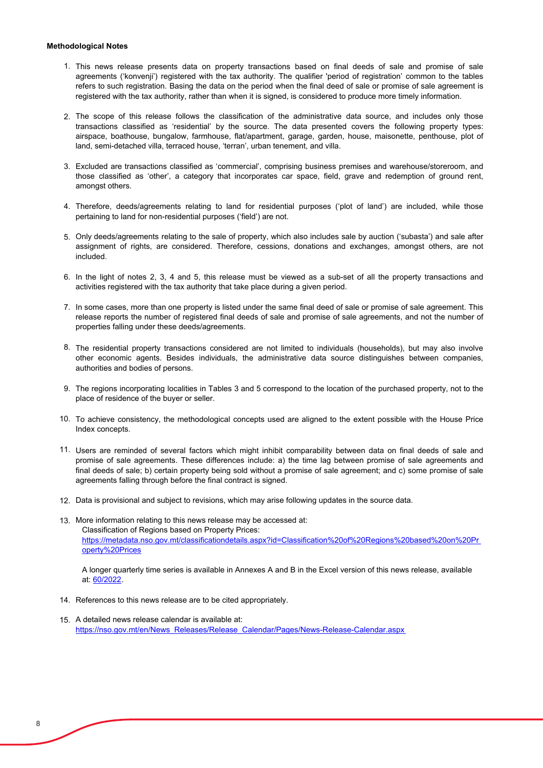**Methodological Notes**

1. This news release presents data on property transactions based on final deeds of sale and promise of sale agreements ('konvenji') registered with the tax authority. The qualifier 'period of registration' common to the tables refers to such registration. Basing the data on the period when the final deed of sale or promise of sale agreement is registered with the tax authority, rather than when it is signed, is considered to produce more timely information.

2. The scope of this release follows the classification of the administrative data source, and includes only those transactions classified as 'residential' by the source. The data presented covers the following property types: airspace, boathouse, bungalow, farmhouse, flat/apartment, garage, garden, house, maisonette, penthouse, plot of land, semi-detached villa, terraced house, 'terran', urban tenement, and villa.

3. Excluded are transactions classified as 'commercial', comprising business premises and warehouse/storeroom, and those classified as 'other', a category that incorporates car space, field, grave and redemption of ground rent, amongst others.

4. Therefore, deeds/agreements relating to land for residential purposes ('plot of land') are included, while those pertaining to land for non-residential purposes ('field') are not.

5. Only deeds/agreements relating to the sale of property, which also includes sale by auction ('subasta') and sale after assignment of rights, are considered. Therefore, cessions, donations and exchanges, amongst others, are not included.

6. In the light of notes 2, 3, 4 and 5, this release must be viewed as a sub-set of all the property transactions and activities registered with the tax authority that take place during a given period.

7. In some cases, more than one property is listed under the same final deed of sale or promise of sale agreement. This release reports the number of registered final deeds of sale and promise of sale agreements, and not the number of properties falling under these deeds/agreements.

8. The residential property transactions considered are not limited to individuals (households), but may also involve other economic agents. Besides individuals, the administrative data source distinguishes between companies, authorities and bodies of persons.

9. The regions incorporating localities in Tables 3 and 5 correspond to the location of the purchased property, not to the place of residence of the buyer or seller.

10. To achieve consistency, the methodological concepts used are aligned to the extent possible with the House Price Index concepts.

11. Users are reminded of several factors which might inhibit comparability between data on final deeds of sale and promise of sale agreements. These differences include: a) the time lag between promise of sale agreements and final deeds of sale; b) certain property being sold without a promise of sale agreement; and c) some promise of sale agreements falling through before the final contract is signed.

12. Data is provisional and subject to revisions, which may arise following updates in the source data.

13. More information relating to this news release may be accessed at:
    Classification of Regions based on Property Prices:
    https://metadata.nso.gov.mt/classificationdetails.aspx?id=Classification%20of%20Regions%20based%20on%20Property%20Prices

    A longer quarterly time series is available in Annexes A and B in the Excel version of this news release, available at: 60/2022.

14. References to this news release are to be cited appropriately.

15. A detailed news release calendar is available at:
    https://nso.gov.mt/en/News_Releases/Release_Calendar/Pages/News-Release-Calendar.aspx